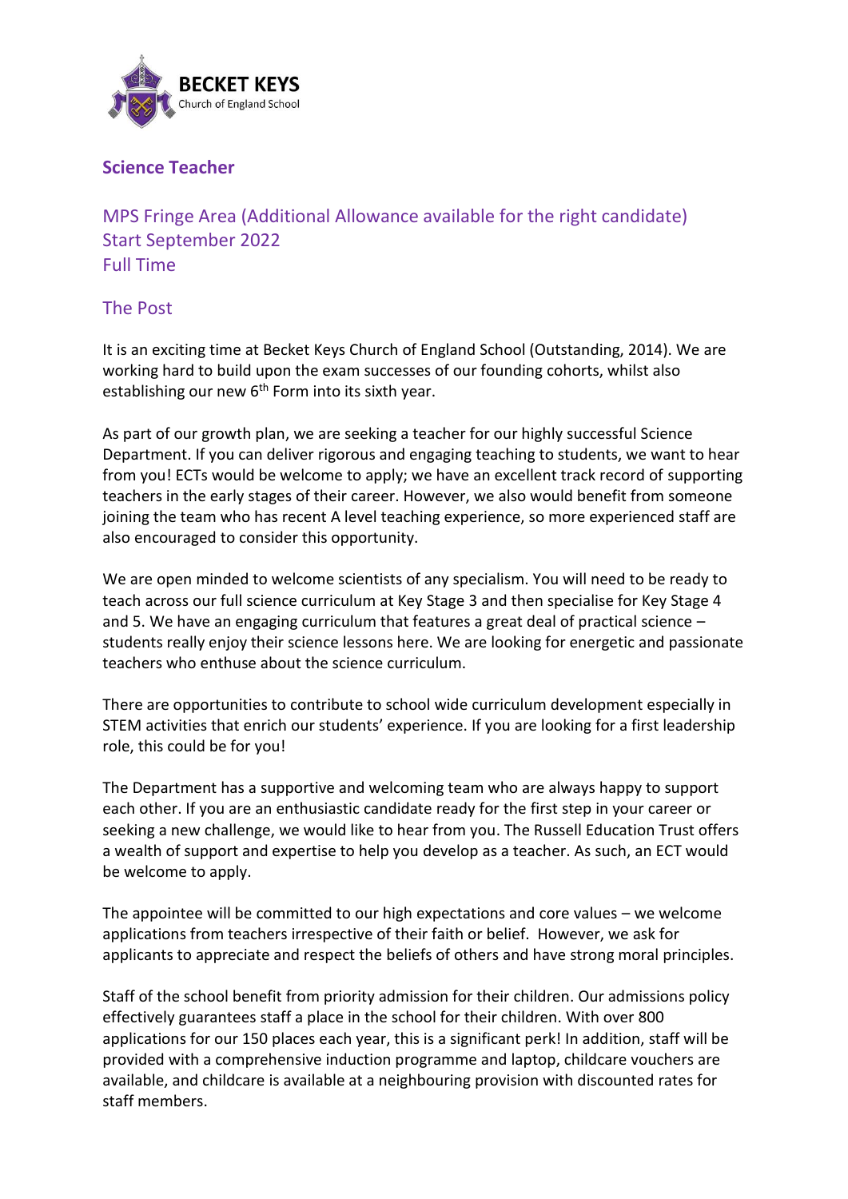BECKET KEYS
Church of England School

# Science Teacher

## MPS Fringe Area (Additional Allowance available for the right candidate)
## Start September 2022
## Full Time

## The Post

It is an exciting time at Becket Keys Church of England School (Outstanding, 2014). We are working hard to build upon the exam successes of our founding cohorts, whilst also establishing our new 6th Form into its sixth year.

As part of our growth plan, we are seeking a teacher for our highly successful Science Department. If you can deliver rigorous and engaging teaching to students, we want to hear from you! ECTs would be welcome to apply; we have an excellent track record of supporting teachers in the early stages of their career. However, we also would benefit from someone joining the team who has recent A level teaching experience, so more experienced staff are also encouraged to consider this opportunity.

We are open minded to welcome scientists of any specialism. You will need to be ready to teach across our full science curriculum at Key Stage 3 and then specialise for Key Stage 4 and 5. We have an engaging curriculum that features a great deal of practical science – students really enjoy their science lessons here. We are looking for energetic and passionate teachers who enthuse about the science curriculum.

There are opportunities to contribute to school wide curriculum development especially in STEM activities that enrich our students' experience. If you are looking for a first leadership role, this could be for you!

The Department has a supportive and welcoming team who are always happy to support each other. If you are an enthusiastic candidate ready for the first step in your career or seeking a new challenge, we would like to hear from you. The Russell Education Trust offers a wealth of support and expertise to help you develop as a teacher. As such, an ECT would be welcome to apply.

The appointee will be committed to our high expectations and core values – we welcome applications from teachers irrespective of their faith or belief. However, we ask for applicants to appreciate and respect the beliefs of others and have strong moral principles.

Staff of the school benefit from priority admission for their children. Our admissions policy effectively guarantees staff a place in the school for their children. With over 800 applications for our 150 places each year, this is a significant perk! In addition, staff will be provided with a comprehensive induction programme and laptop, childcare vouchers are available, and childcare is available at a neighbouring provision with discounted rates for staff members.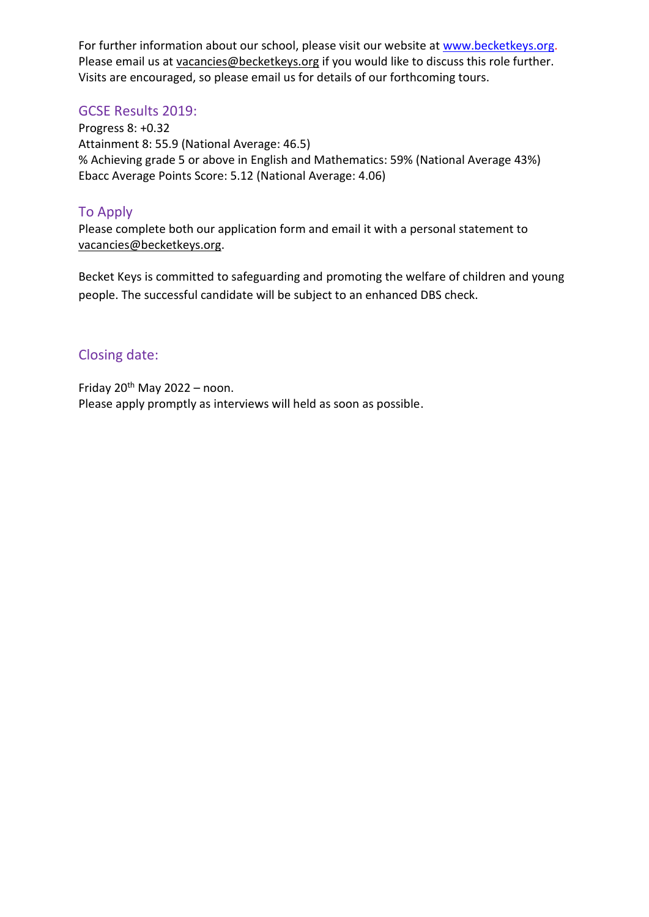For further information about our school, please visit our website at www.becketkeys.org. Please email us at vacancies@becketkeys.org if you would like to discuss this role further. Visits are encouraged, so please email us for details of our forthcoming tours.

## GCSE Results 2019:

Progress 8: +0.32
Attainment 8: 55.9 (National Average: 46.5)
% Achieving grade 5 or above in English and Mathematics: 59% (National Average 43%)
Ebacc Average Points Score: 5.12 (National Average: 4.06)

## To Apply

Please complete both our application form and email it with a personal statement to vacancies@becketkeys.org.

Becket Keys is committed to safeguarding and promoting the welfare of children and young people. The successful candidate will be subject to an enhanced DBS check.

## Closing date:

Friday 20th May 2022 – noon.
Please apply promptly as interviews will held as soon as possible.